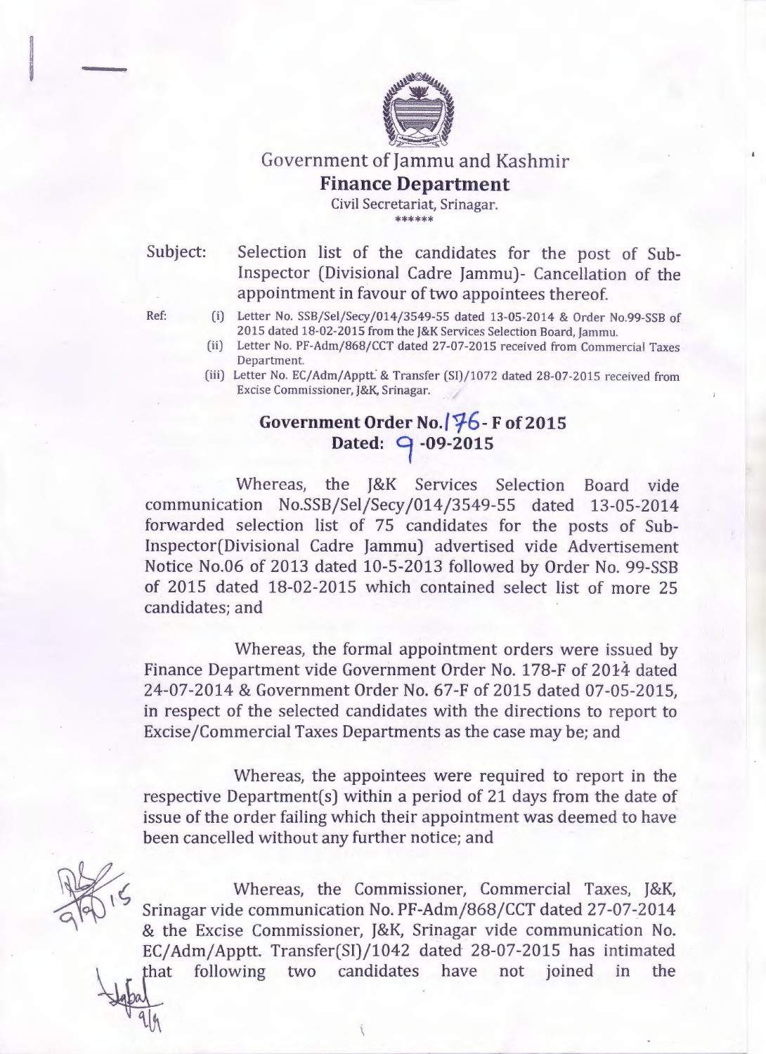# Government of Jammu and Kashmir

## Finance Department

Civil Secretariat, Srinagar.

\*\*\*\*\*\*

Subject: Selection list of the candidates for the post of Sub-Inspector (Divisional Cadre Jammu)- Cancellation of the appointment in favour of two appointees thereof.

Ref:

(i) Letter No. SSB/Sel/Secy/014/3549-55 dated 13-05-2014 & Order No.99-SSB of 2015 dated 18-02-2015 from the J&K Services Selection Board, Jammu.

(ii) Letter No. PF-Adm/868/CCT dated 27-07-2015 received from Commercial Taxes Department.

(iii) Letter No. EC/Adm/Apptt. & Transfer (SI)/1072 dated 28-07-2015 received from Excise Commissioner, J&K, Srinagar.

**Government Order No.176- F of 2015**
**Dated: 9 -09-2015**

Whereas, the J&K Services Selection Board vide communication No.SSB/Sel/Secy/014/3549-55 dated 13-05-2014 forwarded selection list of 75 candidates for the posts of Sub-Inspector(Divisional Cadre Jammu) advertised vide Advertisement Notice No.06 of 2013 dated 10-5-2013 followed by Order No. 99-SSB of 2015 dated 18-02-2015 which contained select list of more 25 candidates; and

Whereas, the formal appointment orders were issued by Finance Department vide Government Order No. 178-F of 2014 dated 24-07-2014 & Government Order No. 67-F of 2015 dated 07-05-2015, in respect of the selected candidates with the directions to report to Excise/Commercial Taxes Departments as the case may be; and

Whereas, the appointees were required to report in the respective Department(s) within a period of 21 days from the date of issue of the order failing which their appointment was deemed to have been cancelled without any further notice; and

Whereas, the Commissioner, Commercial Taxes, J&K, Srinagar vide communication No. PF-Adm/868/CCT dated 27-07-2014 & the Excise Commissioner, J&K, Srinagar vide communication No. EC/Adm/Apptt. Transfer(SI)/1042 dated 28-07-2015 has intimated that following two candidates have not joined in the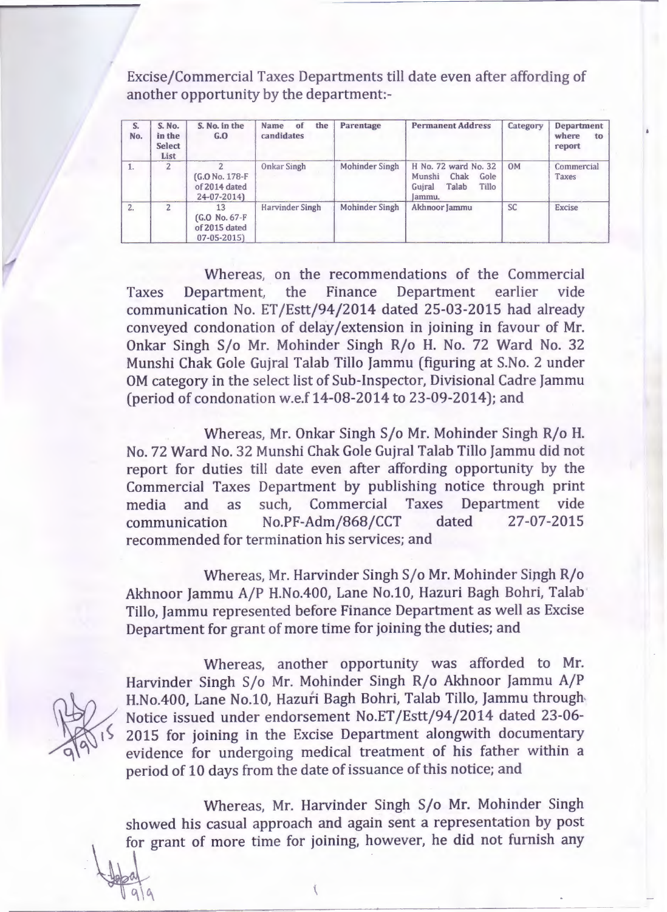Excise/Commercial Taxes Departments till date even after affording of another opportunity by the department:-

| S. No. | S. No. in the Select List | S. No. in the G.O | Name of the candidates | Parentage | Permanent Address | Category | Department where to report |
|---|---|---|---|---|---|---|---|
| 1. | 2 | 2 (G.O No. 178-F of 2014 dated 24-07-2014) | Onkar Singh | Mohinder Singh | H No. 72 ward No. 32 Munshi Chak Gole Gujral Talab Tillo Jammu. | OM | Commercial Taxes |
| 2. | 2 | 13 (G.O No. 67-F of 2015 dated 07-05-2015) | Harvinder Singh | Mohinder Singh | Akhnoor Jammu | SC | Excise |

Whereas, on the recommendations of the Commercial Taxes Department, the Finance Department earlier vide communication No. ET/Estt/94/2014 dated 25-03-2015 had already conveyed condonation of delay/extension in joining in favour of Mr. Onkar Singh S/o Mr. Mohinder Singh R/o H. No. 72 Ward No. 32 Munshi Chak Gole Gujral Talab Tillo Jammu (figuring at S.No. 2 under OM category in the select list of Sub-Inspector, Divisional Cadre Jammu (period of condonation w.e.f 14-08-2014 to 23-09-2014); and

Whereas, Mr. Onkar Singh S/o Mr. Mohinder Singh R/o H. No. 72 Ward No. 32 Munshi Chak Gole Gujral Talab Tillo Jammu did not report for duties till date even after affording opportunity by the Commercial Taxes Department by publishing notice through print media and as such, Commercial Taxes Department vide communication No.PF-Adm/868/CCT dated 27-07-2015 recommended for termination his services; and

Whereas, Mr. Harvinder Singh S/o Mr. Mohinder Singh R/o Akhnoor Jammu A/P H.No.400, Lane No.10, Hazuri Bagh Bohri, Talab Tillo, Jammu represented before Finance Department as well as Excise Department for grant of more time for joining the duties; and

Whereas, another opportunity was afforded to Mr. Harvinder Singh S/o Mr. Mohinder Singh R/o Akhnoor Jammu A/P H.No.400, Lane No.10, Hazuri Bagh Bohri, Talab Tillo, Jammu through Notice issued under endorsement No.ET/Estt/94/2014 dated 23-06-2015 for joining in the Excise Department alongwith documentary evidence for undergoing medical treatment of his father within a period of 10 days from the date of issuance of this notice; and

Whereas, Mr. Harvinder Singh S/o Mr. Mohinder Singh showed his casual approach and again sent a representation by post for grant of more time for joining, however, he did not furnish any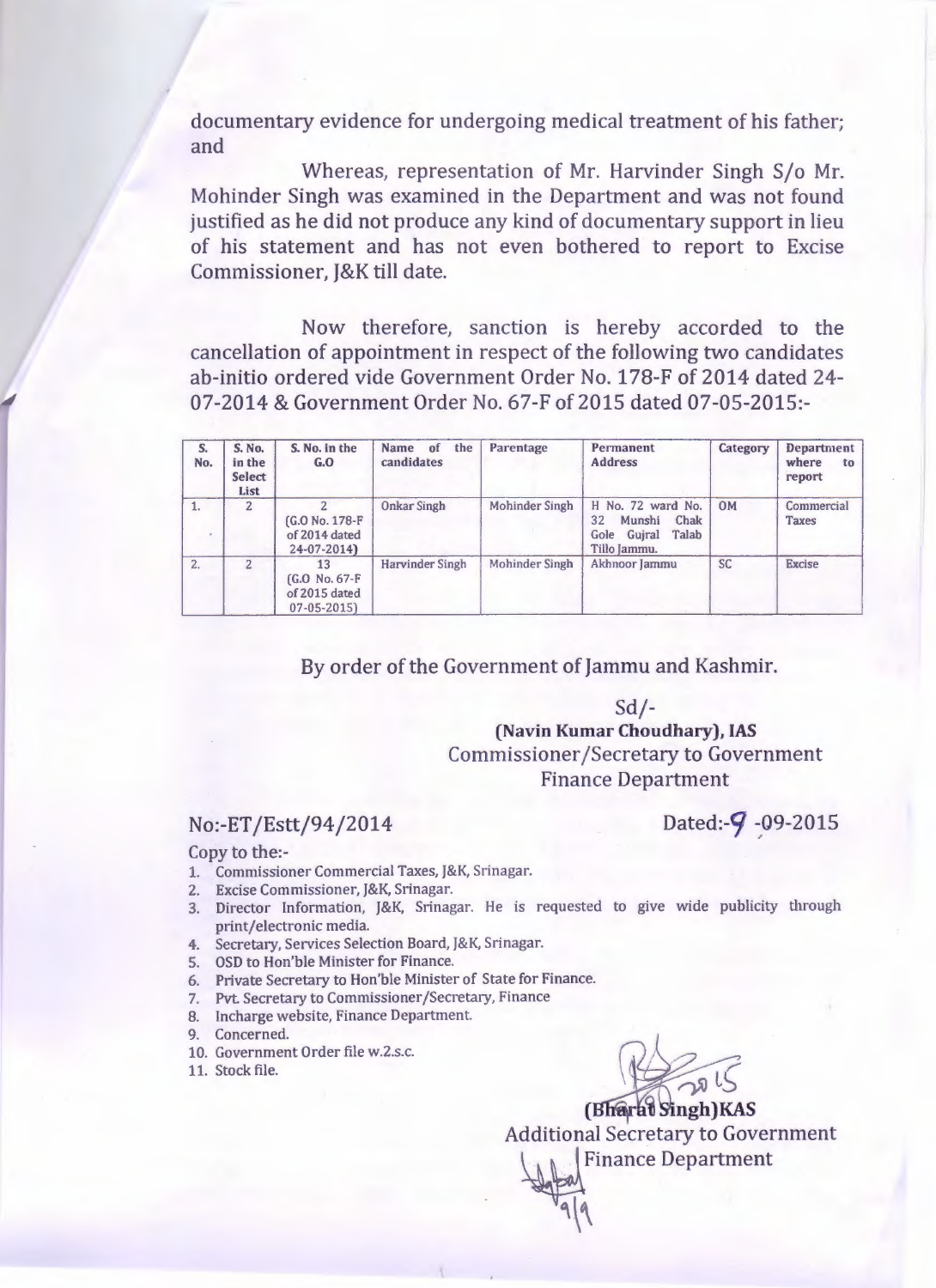documentary evidence for undergoing medical treatment of his father; and

Whereas, representation of Mr. Harvinder Singh S/o Mr. Mohinder Singh was examined in the Department and was not found justified as he did not produce any kind of documentary support in lieu of his statement and has not even bothered to report to Excise Commissioner, J&K till date.

Now therefore, sanction is hereby accorded to the cancellation of appointment in respect of the following two candidates ab-initio ordered vide Government Order No. 178-F of 2014 dated 24-07-2014 & Government Order No. 67-F of 2015 dated 07-05-2015:-

| S. No. | S. No. in the Select List | S. No. in the G.O | Name of the candidates | Parentage | Permanent Address | Category | Department where to report |
|---|---|---|---|---|---|---|---|
| 1. | 2 | 2 (G.O No. 178-F of 2014 dated 24-07-2014) | Onkar Singh | Mohinder Singh | H No. 72 ward No. 32 Munshi Chak Gole Gujral Talab Tillo Jammu. | OM | Commercial Taxes |
| 2. | 2 | 13 (G.O No. 67-F of 2015 dated 07-05-2015) | Harvinder Singh | Mohinder Singh | Akhnoor Jammu | SC | Excise |

By order of the Government of Jammu and Kashmir.

Sd/-
**(Navin Kumar Choudhary), IAS**
Commissioner/Secretary to Government
Finance Department

No:-ET/Estt/94/2014 Dated:-9-09-2015

Copy to the:-

1. Commissioner Commercial Taxes, J&K, Srinagar.
2. Excise Commissioner, J&K, Srinagar.
3. Director Information, J&K, Srinagar. He is requested to give wide publicity through print/electronic media.
4. Secretary, Services Selection Board, J&K, Srinagar.
5. OSD to Hon'ble Minister for Finance.
6. Private Secretary to Hon'ble Minister of State for Finance.
7. Pvt. Secretary to Commissioner/Secretary, Finance
8. Incharge website, Finance Department.
9. Concerned.
10. Government Order file w.2.s.c.
11. Stock file.

(Bharat Singh)KAS
Additional Secretary to Government
Finance Department